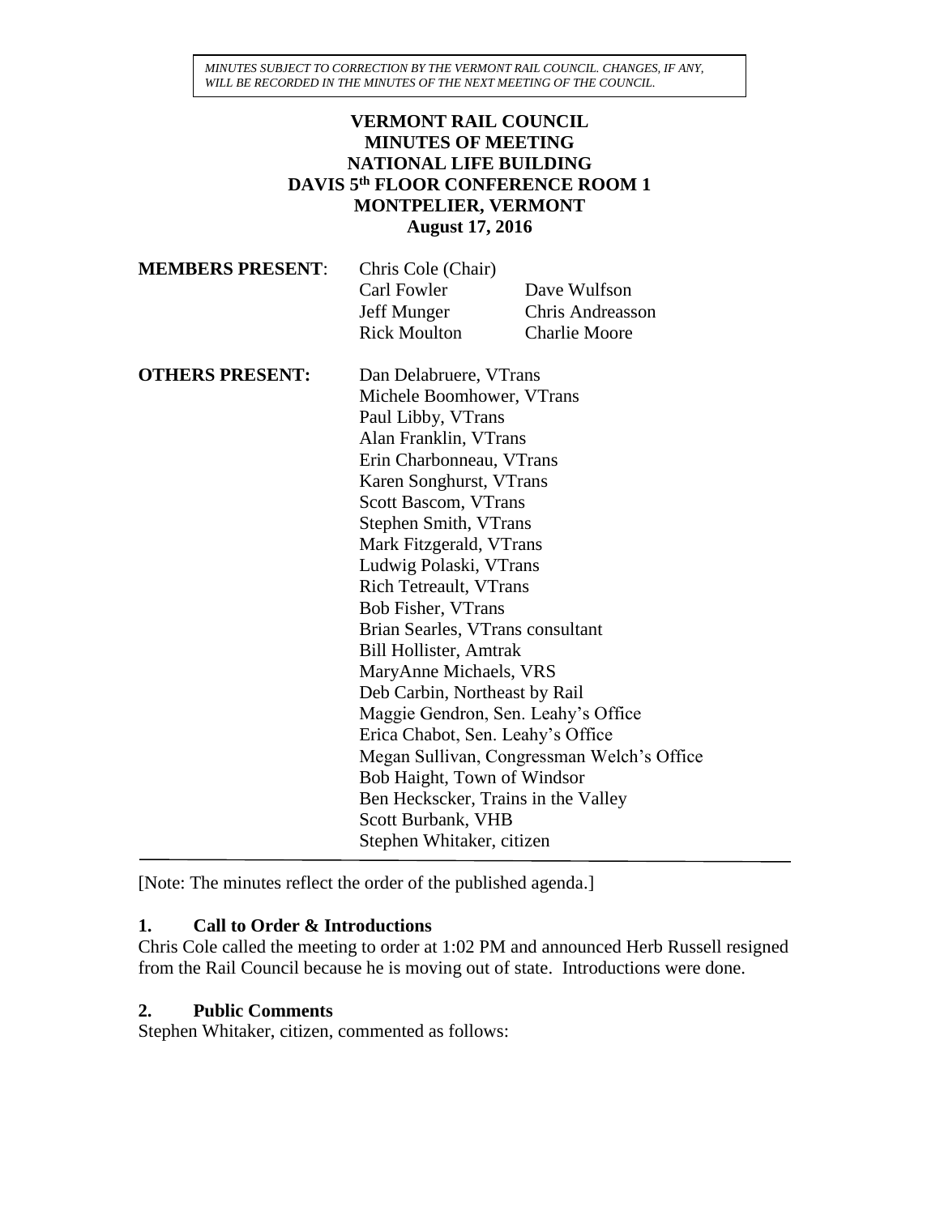*MINUTES SUBJECT TO CORRECTION BY THE VERMONT RAIL COUNCIL. CHANGES, IF ANY, WILL BE RECORDED IN THE MINUTES OF THE NEXT MEETING OF THE COUNCIL.*

# VERMONT RAIL COUNCIL
## MINUTES OF MEETING
## NATIONAL LIFE BUILDING
## DAVIS 5th FLOOR CONFERENCE ROOM 1
## MONTPELIER, VERMONT
**August 17, 2016**

**MEMBERS PRESENT**:
Chris Cole (Chair)
Carl Fowler
Dave Wulfson
Jeff Munger
Chris Andreasson
Rick Moulton
Charlie Moore

**OTHERS PRESENT:**
Dan Delabruere, VTrans
Michele Boomhower, VTrans
Paul Libby, VTrans
Alan Franklin, VTrans
Erin Charbonneau, VTrans
Karen Songhurst, VTrans
Scott Bascom, VTrans
Stephen Smith, VTrans
Mark Fitzgerald, VTrans
Ludwig Polaski, VTrans
Rich Tetreault, VTrans
Bob Fisher, VTrans
Brian Searles, VTrans consultant
Bill Hollister, Amtrak
MaryAnne Michaels, VRS
Deb Carbin, Northeast by Rail
Maggie Gendron, Sen. Leahy's Office
Erica Chabot, Sen. Leahy's Office
Megan Sullivan, Congressman Welch's Office
Bob Haight, Town of Windsor
Ben Heckscker, Trains in the Valley
Scott Burbank, VHB
Stephen Whitaker, citizen

---

[Note: The minutes reflect the order of the published agenda.]

### 1. Call to Order & Introductions
Chris Cole called the meeting to order at 1:02 PM and announced Herb Russell resigned from the Rail Council because he is moving out of state. Introductions were done.

### 2. Public Comments
Stephen Whitaker, citizen, commented as follows: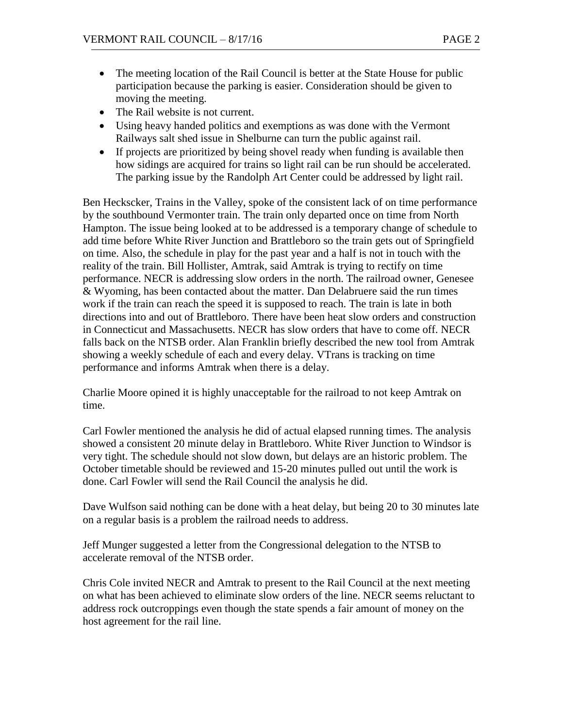- The meeting location of the Rail Council is better at the State House for public participation because the parking is easier. Consideration should be given to moving the meeting.
- The Rail website is not current.
- Using heavy handed politics and exemptions as was done with the Vermont Railways salt shed issue in Shelburne can turn the public against rail.
- If projects are prioritized by being shovel ready when funding is available then how sidings are acquired for trains so light rail can be run should be accelerated. The parking issue by the Randolph Art Center could be addressed by light rail.

Ben Heckscker, Trains in the Valley, spoke of the consistent lack of on time performance by the southbound Vermonter train. The train only departed once on time from North Hampton. The issue being looked at to be addressed is a temporary change of schedule to add time before White River Junction and Brattleboro so the train gets out of Springfield on time. Also, the schedule in play for the past year and a half is not in touch with the reality of the train. Bill Hollister, Amtrak, said Amtrak is trying to rectify on time performance. NECR is addressing slow orders in the north. The railroad owner, Genesee & Wyoming, has been contacted about the matter. Dan Delabruere said the run times work if the train can reach the speed it is supposed to reach. The train is late in both directions into and out of Brattleboro. There have been heat slow orders and construction in Connecticut and Massachusetts. NECR has slow orders that have to come off. NECR falls back on the NTSB order. Alan Franklin briefly described the new tool from Amtrak showing a weekly schedule of each and every delay. VTrans is tracking on time performance and informs Amtrak when there is a delay.

Charlie Moore opined it is highly unacceptable for the railroad to not keep Amtrak on time.

Carl Fowler mentioned the analysis he did of actual elapsed running times. The analysis showed a consistent 20 minute delay in Brattleboro. White River Junction to Windsor is very tight. The schedule should not slow down, but delays are an historic problem. The October timetable should be reviewed and 15-20 minutes pulled out until the work is done. Carl Fowler will send the Rail Council the analysis he did.

Dave Wulfson said nothing can be done with a heat delay, but being 20 to 30 minutes late on a regular basis is a problem the railroad needs to address.

Jeff Munger suggested a letter from the Congressional delegation to the NTSB to accelerate removal of the NTSB order.

Chris Cole invited NECR and Amtrak to present to the Rail Council at the next meeting on what has been achieved to eliminate slow orders of the line. NECR seems reluctant to address rock outcroppings even though the state spends a fair amount of money on the host agreement for the rail line.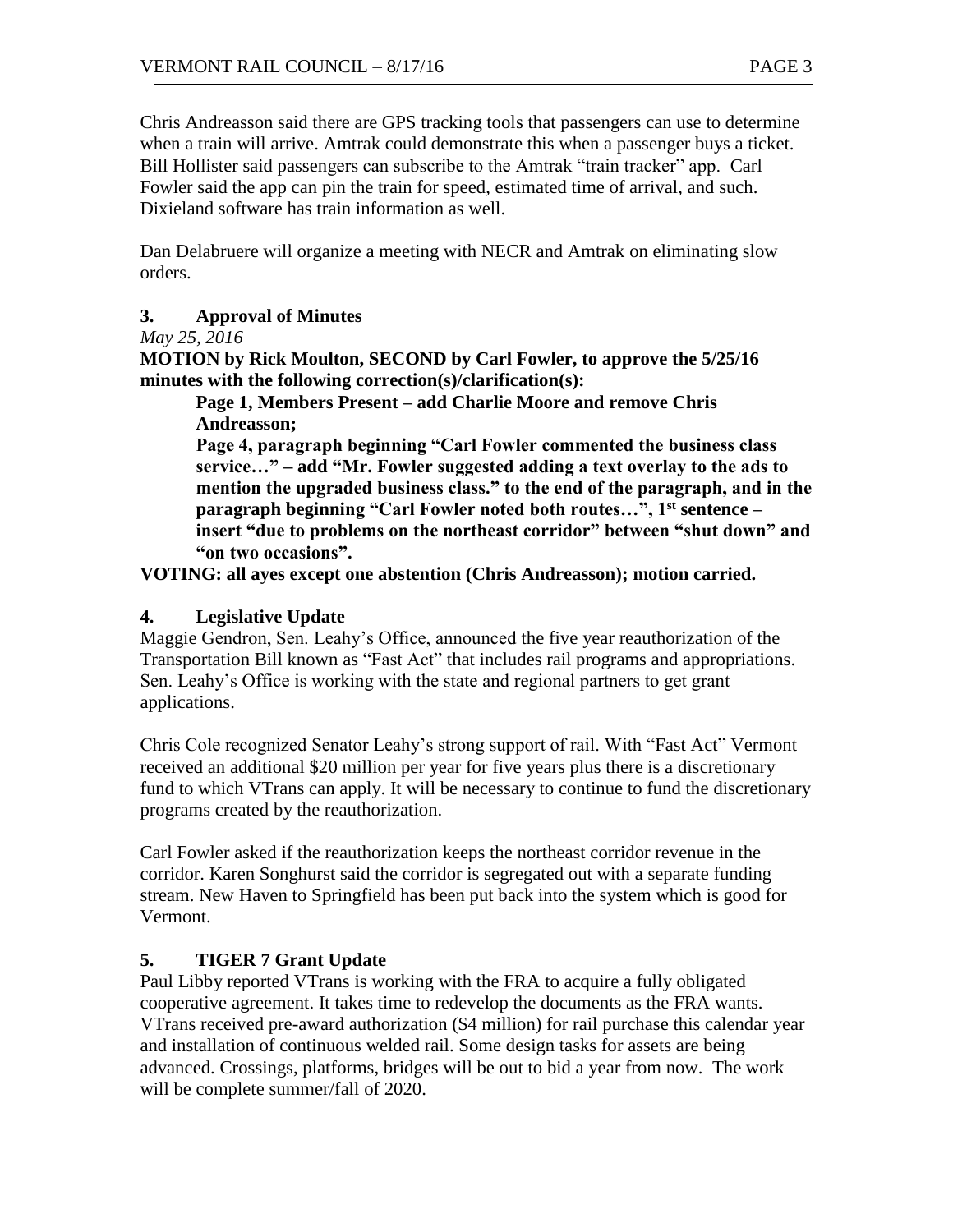Chris Andreasson said there are GPS tracking tools that passengers can use to determine when a train will arrive. Amtrak could demonstrate this when a passenger buys a ticket. Bill Hollister said passengers can subscribe to the Amtrak "train tracker" app. Carl Fowler said the app can pin the train for speed, estimated time of arrival, and such. Dixieland software has train information as well.

Dan Delabruere will organize a meeting with NECR and Amtrak on eliminating slow orders.

## 3. Approval of Minutes

*May 25, 2016*

**MOTION by Rick Moulton, SECOND by Carl Fowler, to approve the 5/25/16 minutes with the following correction(s)/clarification(s):**

> **Page 1, Members Present – add Charlie Moore and remove Chris Andreasson;**
>
> **Page 4, paragraph beginning "Carl Fowler commented the business class service…" – add "Mr. Fowler suggested adding a text overlay to the ads to mention the upgraded business class." to the end of the paragraph, and in the paragraph beginning "Carl Fowler noted both routes…", 1st sentence – insert "due to problems on the northeast corridor" between "shut down" and "on two occasions".**

**VOTING: all ayes except one abstention (Chris Andreasson); motion carried.**

## 4. Legislative Update

Maggie Gendron, Sen. Leahy's Office, announced the five year reauthorization of the Transportation Bill known as "Fast Act" that includes rail programs and appropriations. Sen. Leahy's Office is working with the state and regional partners to get grant applications.

Chris Cole recognized Senator Leahy's strong support of rail. With "Fast Act" Vermont received an additional $20 million per year for five years plus there is a discretionary fund to which VTrans can apply. It will be necessary to continue to fund the discretionary programs created by the reauthorization.

Carl Fowler asked if the reauthorization keeps the northeast corridor revenue in the corridor. Karen Songhurst said the corridor is segregated out with a separate funding stream. New Haven to Springfield has been put back into the system which is good for Vermont.

## 5. TIGER 7 Grant Update

Paul Libby reported VTrans is working with the FRA to acquire a fully obligated cooperative agreement. It takes time to redevelop the documents as the FRA wants. VTrans received pre-award authorization ($4 million) for rail purchase this calendar year and installation of continuous welded rail. Some design tasks for assets are being advanced. Crossings, platforms, bridges will be out to bid a year from now. The work will be complete summer/fall of 2020.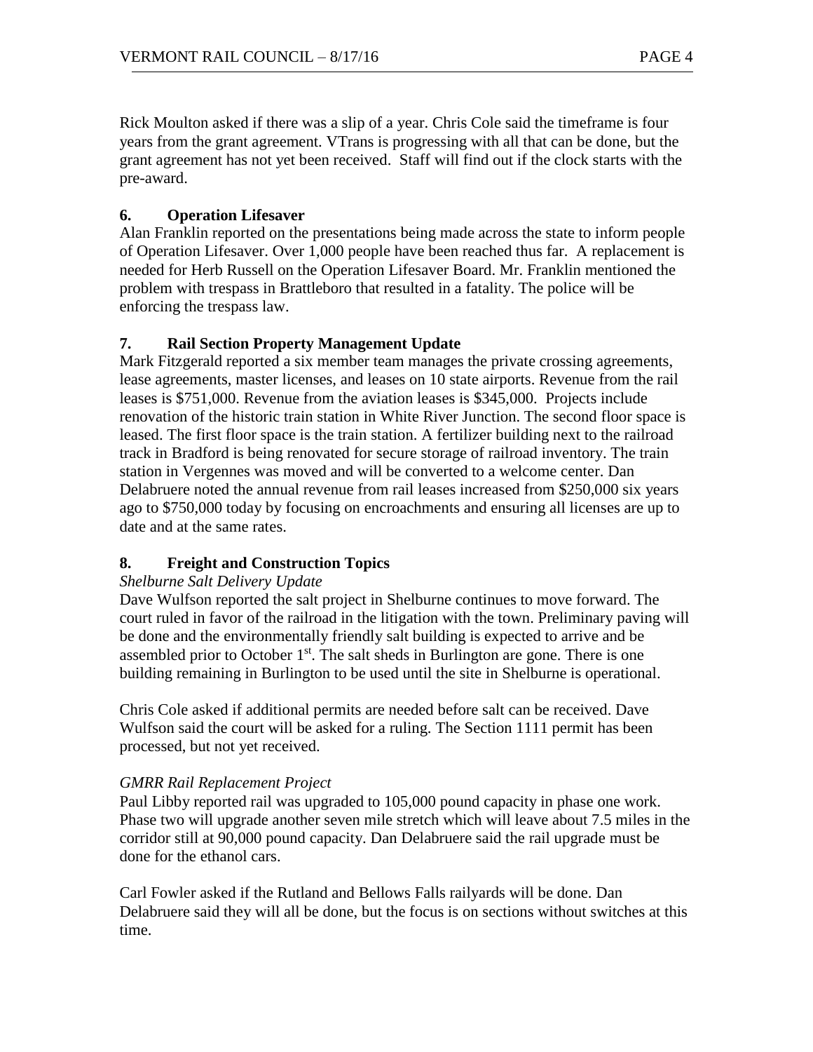Rick Moulton asked if there was a slip of a year. Chris Cole said the timeframe is four years from the grant agreement. VTrans is progressing with all that can be done, but the grant agreement has not yet been received. Staff will find out if the clock starts with the pre-award.

## 6. Operation Lifesaver

Alan Franklin reported on the presentations being made across the state to inform people of Operation Lifesaver. Over 1,000 people have been reached thus far. A replacement is needed for Herb Russell on the Operation Lifesaver Board. Mr. Franklin mentioned the problem with trespass in Brattleboro that resulted in a fatality. The police will be enforcing the trespass law.

## 7. Rail Section Property Management Update

Mark Fitzgerald reported a six member team manages the private crossing agreements, lease agreements, master licenses, and leases on 10 state airports. Revenue from the rail leases is $751,000. Revenue from the aviation leases is $345,000. Projects include renovation of the historic train station in White River Junction. The second floor space is leased. The first floor space is the train station. A fertilizer building next to the railroad track in Bradford is being renovated for secure storage of railroad inventory. The train station in Vergennes was moved and will be converted to a welcome center. Dan Delabruere noted the annual revenue from rail leases increased from $250,000 six years ago to $750,000 today by focusing on encroachments and ensuring all licenses are up to date and at the same rates.

## 8. Freight and Construction Topics

*Shelburne Salt Delivery Update*

Dave Wulfson reported the salt project in Shelburne continues to move forward. The court ruled in favor of the railroad in the litigation with the town. Preliminary paving will be done and the environmentally friendly salt building is expected to arrive and be assembled prior to October 1st. The salt sheds in Burlington are gone. There is one building remaining in Burlington to be used until the site in Shelburne is operational.

Chris Cole asked if additional permits are needed before salt can be received. Dave Wulfson said the court will be asked for a ruling. The Section 1111 permit has been processed, but not yet received.

*GMRR Rail Replacement Project*

Paul Libby reported rail was upgraded to 105,000 pound capacity in phase one work. Phase two will upgrade another seven mile stretch which will leave about 7.5 miles in the corridor still at 90,000 pound capacity. Dan Delabruere said the rail upgrade must be done for the ethanol cars.

Carl Fowler asked if the Rutland and Bellows Falls railyards will be done. Dan Delabruere said they will all be done, but the focus is on sections without switches at this time.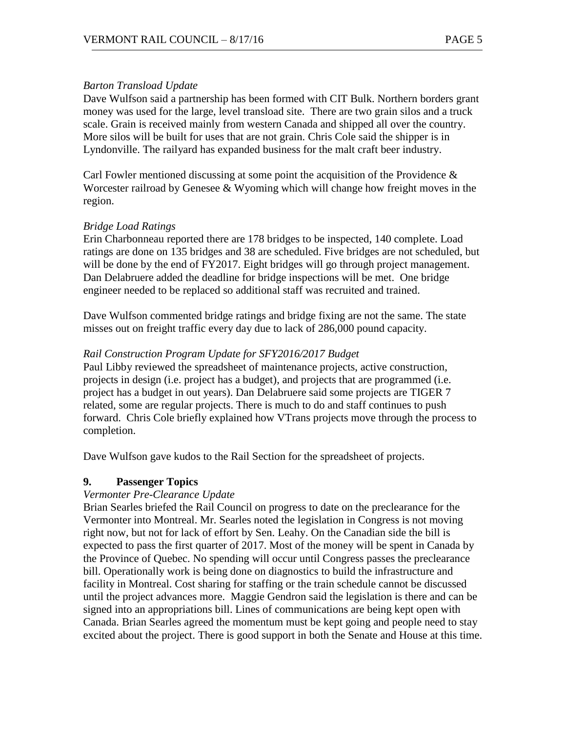*Barton Transload Update*

Dave Wulfson said a partnership has been formed with CIT Bulk. Northern borders grant money was used for the large, level transload site. There are two grain silos and a truck scale. Grain is received mainly from western Canada and shipped all over the country. More silos will be built for uses that are not grain. Chris Cole said the shipper is in Lyndonville. The railyard has expanded business for the malt craft beer industry.

Carl Fowler mentioned discussing at some point the acquisition of the Providence & Worcester railroad by Genesee & Wyoming which will change how freight moves in the region.

*Bridge Load Ratings*

Erin Charbonneau reported there are 178 bridges to be inspected, 140 complete. Load ratings are done on 135 bridges and 38 are scheduled. Five bridges are not scheduled, but will be done by the end of FY2017. Eight bridges will go through project management. Dan Delabruere added the deadline for bridge inspections will be met. One bridge engineer needed to be replaced so additional staff was recruited and trained.

Dave Wulfson commented bridge ratings and bridge fixing are not the same. The state misses out on freight traffic every day due to lack of 286,000 pound capacity.

*Rail Construction Program Update for SFY2016/2017 Budget*

Paul Libby reviewed the spreadsheet of maintenance projects, active construction, projects in design (i.e. project has a budget), and projects that are programmed (i.e. project has a budget in out years). Dan Delabruere said some projects are TIGER 7 related, some are regular projects. There is much to do and staff continues to push forward. Chris Cole briefly explained how VTrans projects move through the process to completion.

Dave Wulfson gave kudos to the Rail Section for the spreadsheet of projects.

## 9. Passenger Topics

*Vermonter Pre-Clearance Update*

Brian Searles briefed the Rail Council on progress to date on the preclearance for the Vermonter into Montreal. Mr. Searles noted the legislation in Congress is not moving right now, but not for lack of effort by Sen. Leahy. On the Canadian side the bill is expected to pass the first quarter of 2017. Most of the money will be spent in Canada by the Province of Quebec. No spending will occur until Congress passes the preclearance bill. Operationally work is being done on diagnostics to build the infrastructure and facility in Montreal. Cost sharing for staffing or the train schedule cannot be discussed until the project advances more. Maggie Gendron said the legislation is there and can be signed into an appropriations bill. Lines of communications are being kept open with Canada. Brian Searles agreed the momentum must be kept going and people need to stay excited about the project. There is good support in both the Senate and House at this time.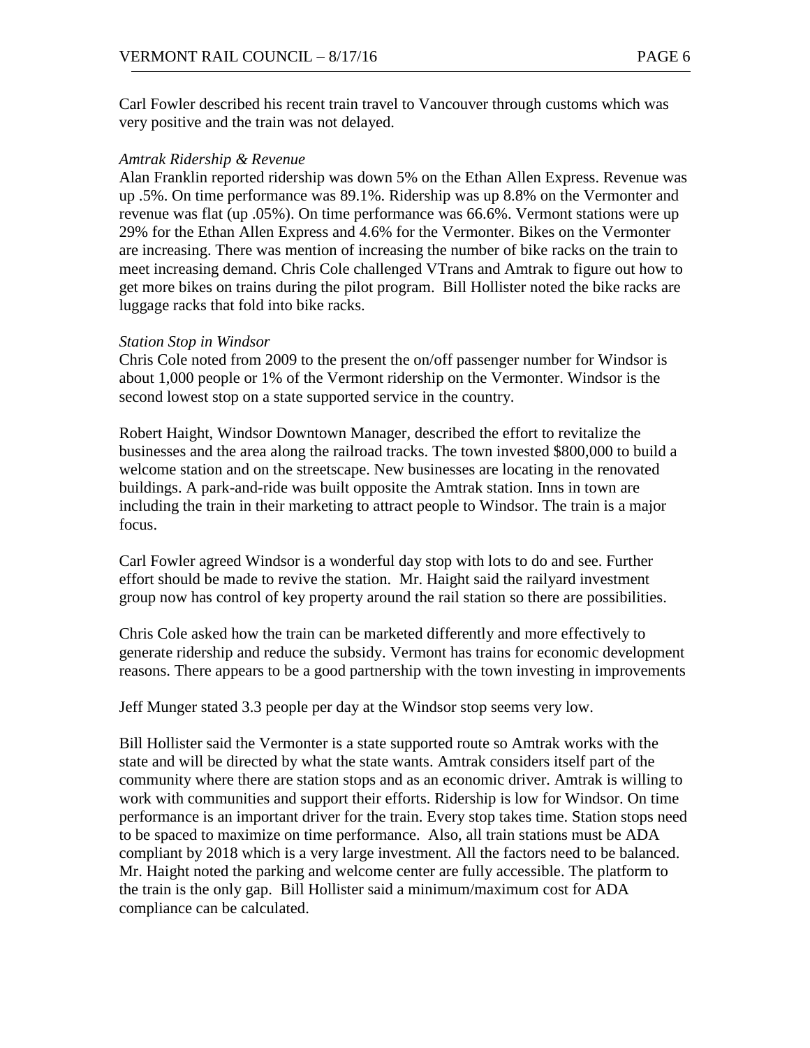Carl Fowler described his recent train travel to Vancouver through customs which was very positive and the train was not delayed.

*Amtrak Ridership & Revenue*

Alan Franklin reported ridership was down 5% on the Ethan Allen Express. Revenue was up .5%. On time performance was 89.1%. Ridership was up 8.8% on the Vermonter and revenue was flat (up .05%). On time performance was 66.6%. Vermont stations were up 29% for the Ethan Allen Express and 4.6% for the Vermonter. Bikes on the Vermonter are increasing. There was mention of increasing the number of bike racks on the train to meet increasing demand. Chris Cole challenged VTrans and Amtrak to figure out how to get more bikes on trains during the pilot program. Bill Hollister noted the bike racks are luggage racks that fold into bike racks.

*Station Stop in Windsor*

Chris Cole noted from 2009 to the present the on/off passenger number for Windsor is about 1,000 people or 1% of the Vermont ridership on the Vermonter. Windsor is the second lowest stop on a state supported service in the country.

Robert Haight, Windsor Downtown Manager, described the effort to revitalize the businesses and the area along the railroad tracks. The town invested $800,000 to build a welcome station and on the streetscape. New businesses are locating in the renovated buildings. A park-and-ride was built opposite the Amtrak station. Inns in town are including the train in their marketing to attract people to Windsor. The train is a major focus.

Carl Fowler agreed Windsor is a wonderful day stop with lots to do and see. Further effort should be made to revive the station. Mr. Haight said the railyard investment group now has control of key property around the rail station so there are possibilities.

Chris Cole asked how the train can be marketed differently and more effectively to generate ridership and reduce the subsidy. Vermont has trains for economic development reasons. There appears to be a good partnership with the town investing in improvements

Jeff Munger stated 3.3 people per day at the Windsor stop seems very low.

Bill Hollister said the Vermonter is a state supported route so Amtrak works with the state and will be directed by what the state wants. Amtrak considers itself part of the community where there are station stops and as an economic driver. Amtrak is willing to work with communities and support their efforts. Ridership is low for Windsor. On time performance is an important driver for the train. Every stop takes time. Station stops need to be spaced to maximize on time performance. Also, all train stations must be ADA compliant by 2018 which is a very large investment. All the factors need to be balanced. Mr. Haight noted the parking and welcome center are fully accessible. The platform to the train is the only gap. Bill Hollister said a minimum/maximum cost for ADA compliance can be calculated.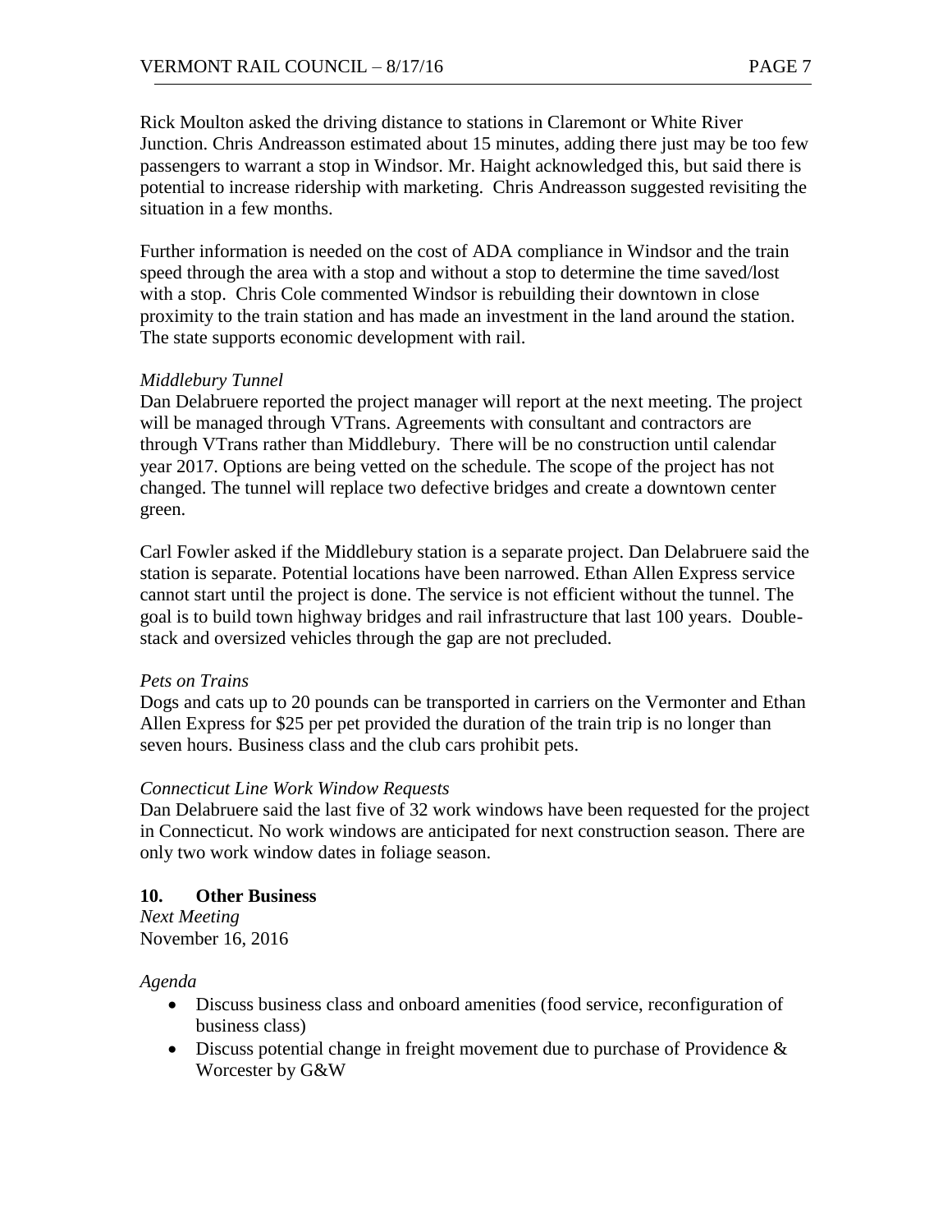Rick Moulton asked the driving distance to stations in Claremont or White River Junction. Chris Andreasson estimated about 15 minutes, adding there just may be too few passengers to warrant a stop in Windsor. Mr. Haight acknowledged this, but said there is potential to increase ridership with marketing. Chris Andreasson suggested revisiting the situation in a few months.

Further information is needed on the cost of ADA compliance in Windsor and the train speed through the area with a stop and without a stop to determine the time saved/lost with a stop. Chris Cole commented Windsor is rebuilding their downtown in close proximity to the train station and has made an investment in the land around the station. The state supports economic development with rail.

*Middlebury Tunnel*

Dan Delabruere reported the project manager will report at the next meeting. The project will be managed through VTrans. Agreements with consultant and contractors are through VTrans rather than Middlebury. There will be no construction until calendar year 2017. Options are being vetted on the schedule. The scope of the project has not changed. The tunnel will replace two defective bridges and create a downtown center green.

Carl Fowler asked if the Middlebury station is a separate project. Dan Delabruere said the station is separate. Potential locations have been narrowed. Ethan Allen Express service cannot start until the project is done. The service is not efficient without the tunnel. The goal is to build town highway bridges and rail infrastructure that last 100 years. Double-stack and oversized vehicles through the gap are not precluded.

*Pets on Trains*

Dogs and cats up to 20 pounds can be transported in carriers on the Vermonter and Ethan Allen Express for $25 per pet provided the duration of the train trip is no longer than seven hours. Business class and the club cars prohibit pets.

*Connecticut Line Work Window Requests*

Dan Delabruere said the last five of 32 work windows have been requested for the project in Connecticut. No work windows are anticipated for next construction season. There are only two work window dates in foliage season.

## 10. Other Business

*Next Meeting*

November 16, 2016

*Agenda*

- Discuss business class and onboard amenities (food service, reconfiguration of business class)
- Discuss potential change in freight movement due to purchase of Providence & Worcester by G&W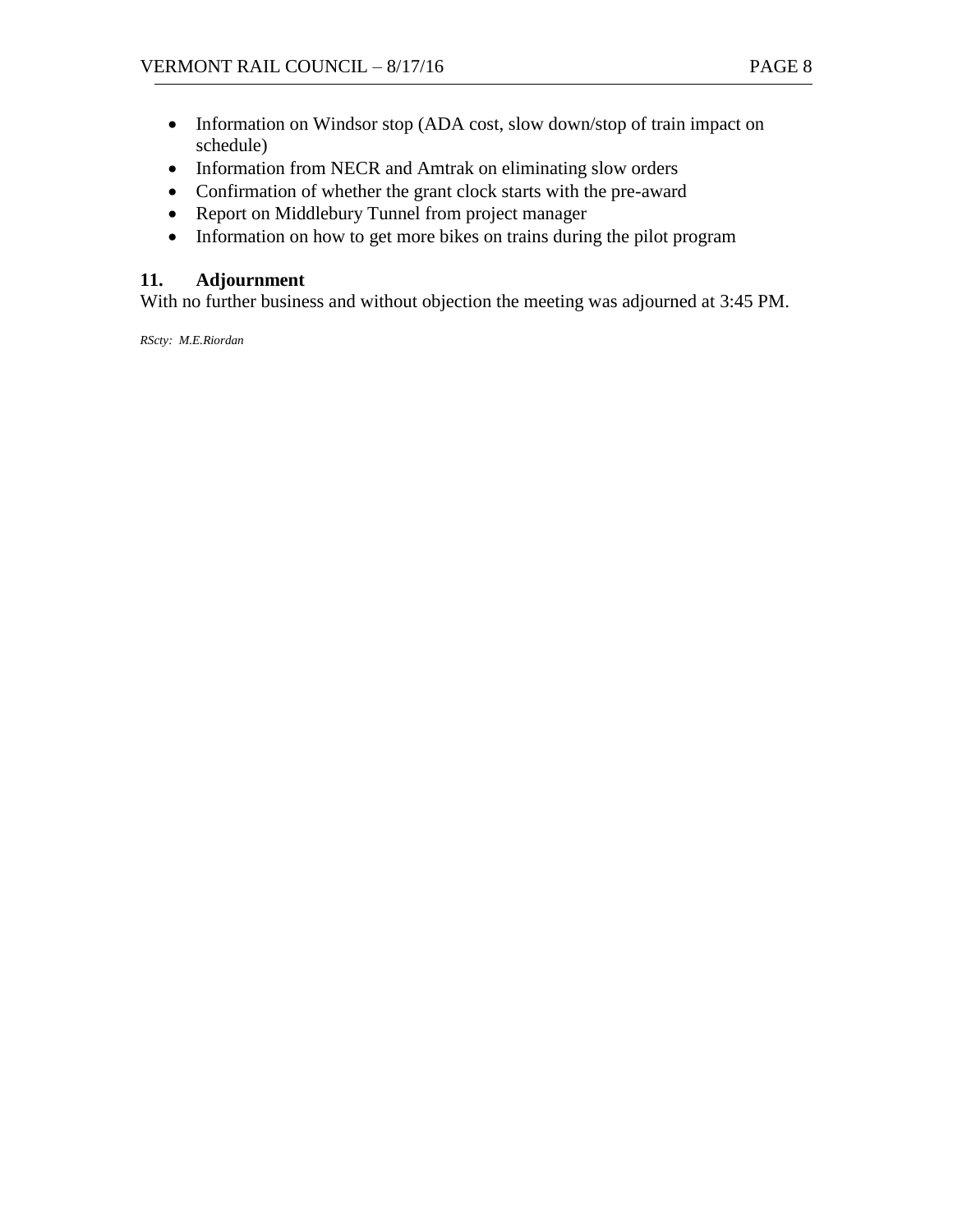- Information on Windsor stop (ADA cost, slow down/stop of train impact on schedule)
- Information from NECR and Amtrak on eliminating slow orders
- Confirmation of whether the grant clock starts with the pre-award
- Report on Middlebury Tunnel from project manager
- Information on how to get more bikes on trains during the pilot program

### 11. Adjournment

With no further business and without objection the meeting was adjourned at 3:45 PM.

*RScty: M.E.Riordan*